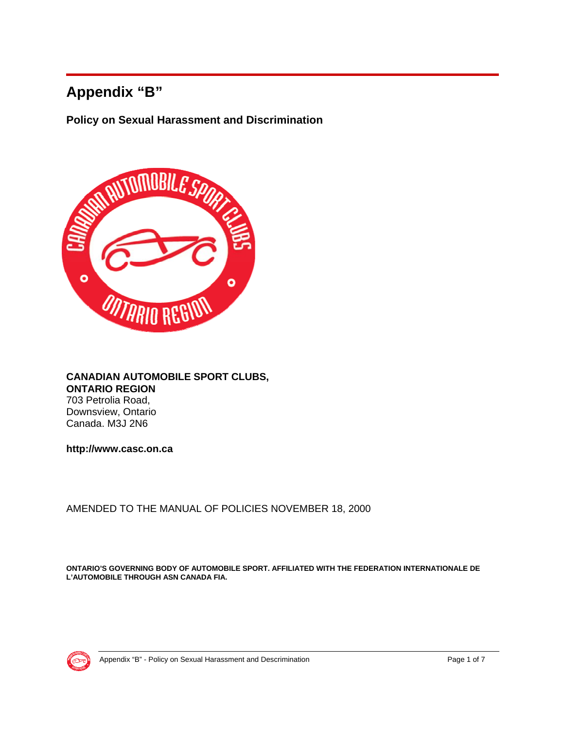# Appendix "B"

## Policy on Sexual Harassment and Discrimination

**CANADIAN AUTOMOBILE SPORT CLUBS,**
**ONTARIO REGION**
703 Petrolia Road,
Downsview, Ontario
Canada. M3J 2N6

**http://www.casc.on.ca**

AMENDED TO THE MANUAL OF POLICIES NOVEMBER 18, 2000

**ONTARIO'S GOVERNING BODY OF AUTOMOBILE SPORT. AFFILIATED WITH THE FEDERATION INTERNATIONALE DE L'AUTOMOBILE THROUGH ASN CANADA FIA.**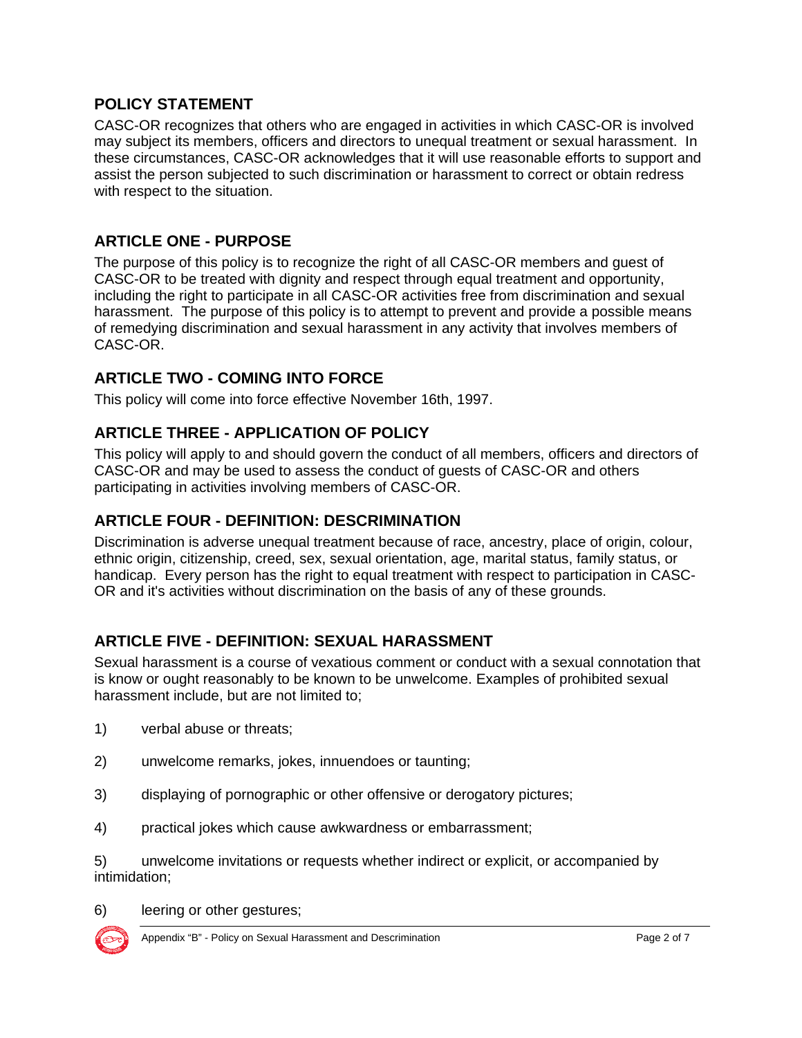## POLICY STATEMENT

CASC-OR recognizes that others who are engaged in activities in which CASC-OR is involved may subject its members, officers and directors to unequal treatment or sexual harassment. In these circumstances, CASC-OR acknowledges that it will use reasonable efforts to support and assist the person subjected to such discrimination or harassment to correct or obtain redress with respect to the situation.

## ARTICLE ONE - PURPOSE

The purpose of this policy is to recognize the right of all CASC-OR members and guest of CASC-OR to be treated with dignity and respect through equal treatment and opportunity, including the right to participate in all CASC-OR activities free from discrimination and sexual harassment. The purpose of this policy is to attempt to prevent and provide a possible means of remedying discrimination and sexual harassment in any activity that involves members of CASC-OR.

## ARTICLE TWO - COMING INTO FORCE

This policy will come into force effective November 16th, 1997.

## ARTICLE THREE - APPLICATION OF POLICY

This policy will apply to and should govern the conduct of all members, officers and directors of CASC-OR and may be used to assess the conduct of guests of CASC-OR and others participating in activities involving members of CASC-OR.

## ARTICLE FOUR - DEFINITION: DESCRIMINATION

Discrimination is adverse unequal treatment because of race, ancestry, place of origin, colour, ethnic origin, citizenship, creed, sex, sexual orientation, age, marital status, family status, or handicap. Every person has the right to equal treatment with respect to participation in CASC-OR and it's activities without discrimination on the basis of any of these grounds.

## ARTICLE FIVE - DEFINITION: SEXUAL HARASSMENT

Sexual harassment is a course of vexatious comment or conduct with a sexual connotation that is know or ought reasonably to be known to be unwelcome. Examples of prohibited sexual harassment include, but are not limited to;

1) verbal abuse or threats;

2) unwelcome remarks, jokes, innuendoes or taunting;

3) displaying of pornographic or other offensive or derogatory pictures;

4) practical jokes which cause awkwardness or embarrassment;

5) unwelcome invitations or requests whether indirect or explicit, or accompanied by intimidation;

6) leering or other gestures;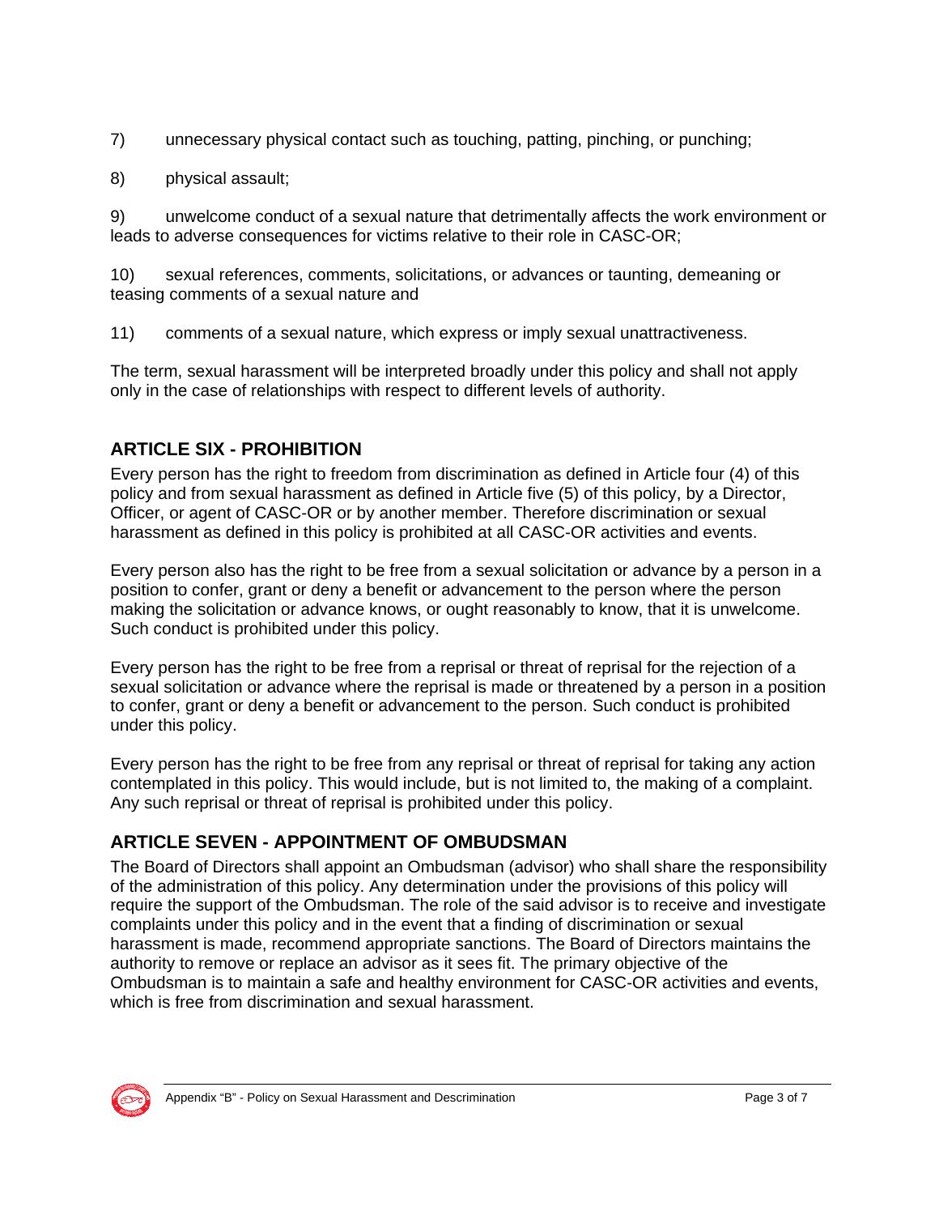7) unnecessary physical contact such as touching, patting, pinching, or punching;

8) physical assault;

9) unwelcome conduct of a sexual nature that detrimentally affects the work environment or leads to adverse consequences for victims relative to their role in CASC-OR;

10) sexual references, comments, solicitations, or advances or taunting, demeaning or teasing comments of a sexual nature and

11) comments of a sexual nature, which express or imply sexual unattractiveness.

The term, sexual harassment will be interpreted broadly under this policy and shall not apply only in the case of relationships with respect to different levels of authority.

## ARTICLE SIX - PROHIBITION

Every person has the right to freedom from discrimination as defined in Article four (4) of this policy and from sexual harassment as defined in Article five (5) of this policy, by a Director, Officer, or agent of CASC-OR or by another member. Therefore discrimination or sexual harassment as defined in this policy is prohibited at all CASC-OR activities and events.

Every person also has the right to be free from a sexual solicitation or advance by a person in a position to confer, grant or deny a benefit or advancement to the person where the person making the solicitation or advance knows, or ought reasonably to know, that it is unwelcome. Such conduct is prohibited under this policy.

Every person has the right to be free from a reprisal or threat of reprisal for the rejection of a sexual solicitation or advance where the reprisal is made or threatened by a person in a position to confer, grant or deny a benefit or advancement to the person. Such conduct is prohibited under this policy.

Every person has the right to be free from any reprisal or threat of reprisal for taking any action contemplated in this policy. This would include, but is not limited to, the making of a complaint. Any such reprisal or threat of reprisal is prohibited under this policy.

## ARTICLE SEVEN - APPOINTMENT OF OMBUDSMAN

The Board of Directors shall appoint an Ombudsman (advisor) who shall share the responsibility of the administration of this policy. Any determination under the provisions of this policy will require the support of the Ombudsman. The role of the said advisor is to receive and investigate complaints under this policy and in the event that a finding of discrimination or sexual harassment is made, recommend appropriate sanctions. The Board of Directors maintains the authority to remove or replace an advisor as it sees fit. The primary objective of the Ombudsman is to maintain a safe and healthy environment for CASC-OR activities and events, which is free from discrimination and sexual harassment.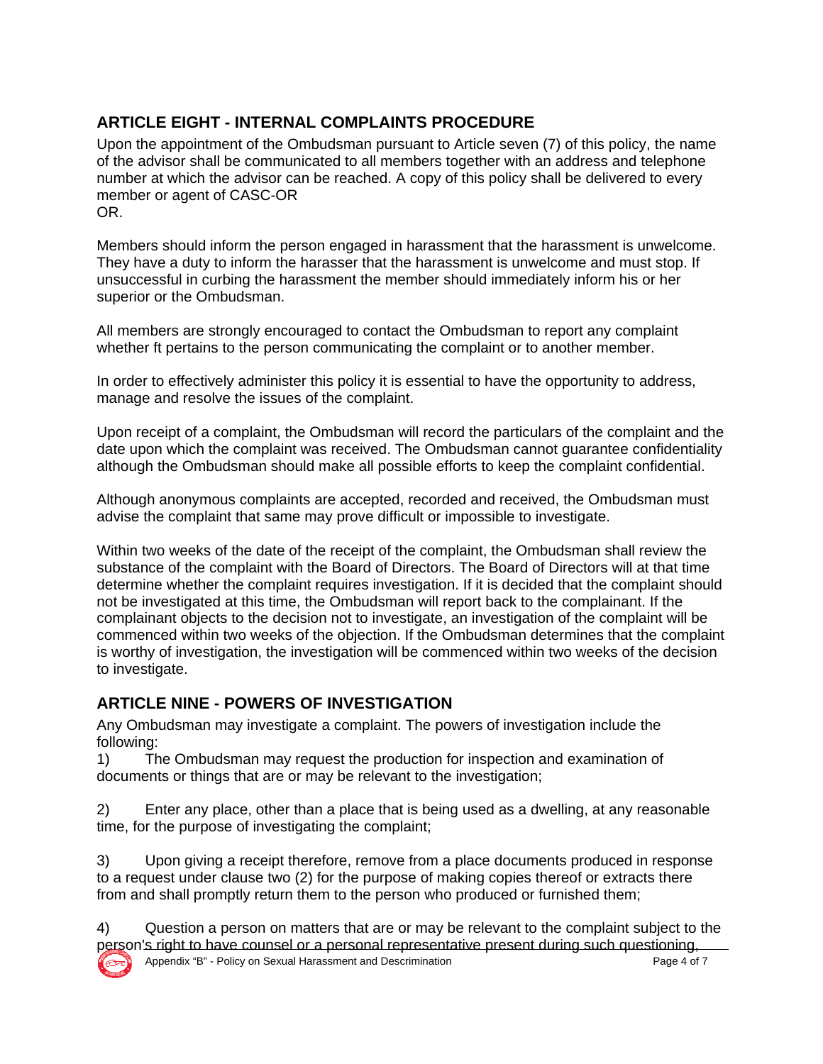## ARTICLE EIGHT - INTERNAL COMPLAINTS PROCEDURE

Upon the appointment of the Ombudsman pursuant to Article seven (7) of this policy, the name of the advisor shall be communicated to all members together with an address and telephone number at which the advisor can be reached. A copy of this policy shall be delivered to every member or agent of CASC-OR
OR.

Members should inform the person engaged in harassment that the harassment is unwelcome. They have a duty to inform the harasser that the harassment is unwelcome and must stop. If unsuccessful in curbing the harassment the member should immediately inform his or her superior or the Ombudsman.

All members are strongly encouraged to contact the Ombudsman to report any complaint whether ft pertains to the person communicating the complaint or to another member.

In order to effectively administer this policy it is essential to have the opportunity to address, manage and resolve the issues of the complaint.

Upon receipt of a complaint, the Ombudsman will record the particulars of the complaint and the date upon which the complaint was received. The Ombudsman cannot guarantee confidentiality although the Ombudsman should make all possible efforts to keep the complaint confidential.

Although anonymous complaints are accepted, recorded and received, the Ombudsman must advise the complaint that same may prove difficult or impossible to investigate.

Within two weeks of the date of the receipt of the complaint, the Ombudsman shall review the substance of the complaint with the Board of Directors. The Board of Directors will at that time determine whether the complaint requires investigation. If it is decided that the complaint should not be investigated at this time, the Ombudsman will report back to the complainant. If the complainant objects to the decision not to investigate, an investigation of the complaint will be commenced within two weeks of the objection. If the Ombudsman determines that the complaint is worthy of investigation, the investigation will be commenced within two weeks of the decision to investigate.

## ARTICLE NINE - POWERS OF INVESTIGATION

Any Ombudsman may investigate a complaint. The powers of investigation include the following:

1) The Ombudsman may request the production for inspection and examination of documents or things that are or may be relevant to the investigation;

2) Enter any place, other than a place that is being used as a dwelling, at any reasonable time, for the purpose of investigating the complaint;

3) Upon giving a receipt therefore, remove from a place documents produced in response to a request under clause two (2) for the purpose of making copies thereof or extracts there from and shall promptly return them to the person who produced or furnished them;

4) Question a person on matters that are or may be relevant to the complaint subject to the person's right to have counsel or a personal representative present during such questioning,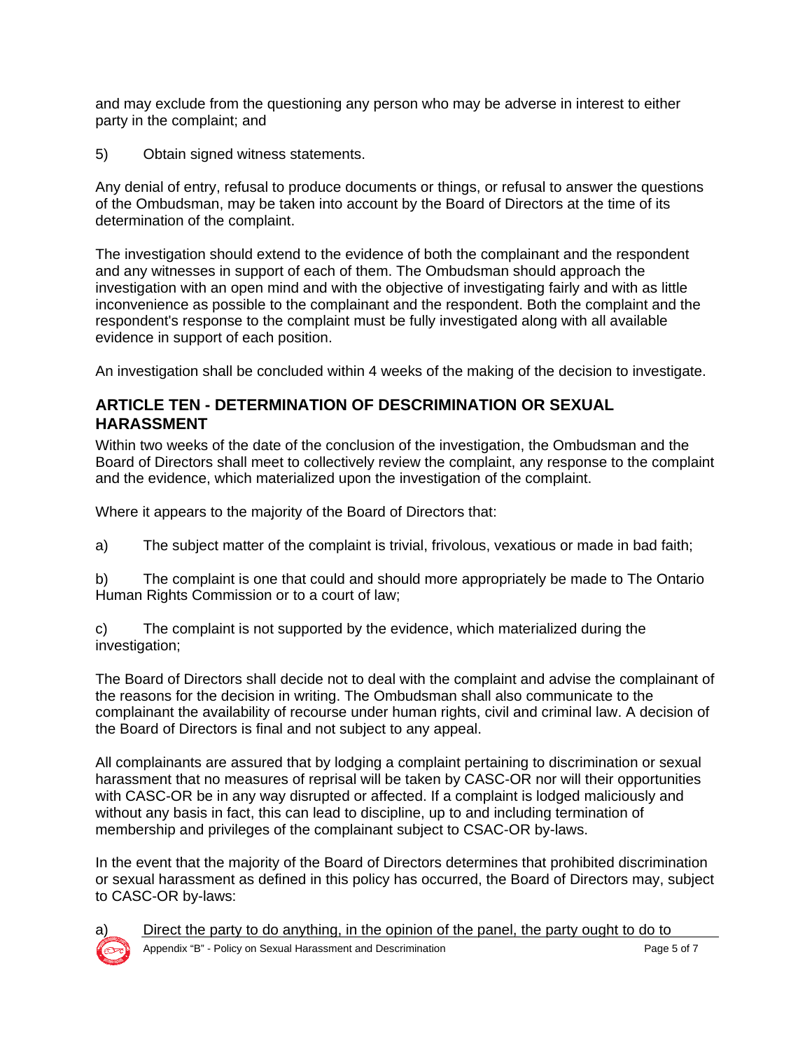and may exclude from the questioning any person who may be adverse in interest to either party in the complaint; and

5) Obtain signed witness statements.

Any denial of entry, refusal to produce documents or things, or refusal to answer the questions of the Ombudsman, may be taken into account by the Board of Directors at the time of its determination of the complaint.

The investigation should extend to the evidence of both the complainant and the respondent and any witnesses in support of each of them. The Ombudsman should approach the investigation with an open mind and with the objective of investigating fairly and with as little inconvenience as possible to the complainant and the respondent. Both the complaint and the respondent's response to the complaint must be fully investigated along with all available evidence in support of each position.

An investigation shall be concluded within 4 weeks of the making of the decision to investigate.

## ARTICLE TEN - DETERMINATION OF DESCRIMINATION OR SEXUAL HARASSMENT

Within two weeks of the date of the conclusion of the investigation, the Ombudsman and the Board of Directors shall meet to collectively review the complaint, any response to the complaint and the evidence, which materialized upon the investigation of the complaint.

Where it appears to the majority of the Board of Directors that:

a) The subject matter of the complaint is trivial, frivolous, vexatious or made in bad faith;

b) The complaint is one that could and should more appropriately be made to The Ontario Human Rights Commission or to a court of law;

c) The complaint is not supported by the evidence, which materialized during the investigation;

The Board of Directors shall decide not to deal with the complaint and advise the complainant of the reasons for the decision in writing. The Ombudsman shall also communicate to the complainant the availability of recourse under human rights, civil and criminal law. A decision of the Board of Directors is final and not subject to any appeal.

All complainants are assured that by lodging a complaint pertaining to discrimination or sexual harassment that no measures of reprisal will be taken by CASC-OR nor will their opportunities with CASC-OR be in any way disrupted or affected. If a complaint is lodged maliciously and without any basis in fact, this can lead to discipline, up to and including termination of membership and privileges of the complainant subject to CSAC-OR by-laws.

In the event that the majority of the Board of Directors determines that prohibited discrimination or sexual harassment as defined in this policy has occurred, the Board of Directors may, subject to CASC-OR by-laws:

a) Direct the party to do anything, in the opinion of the panel, the party ought to do to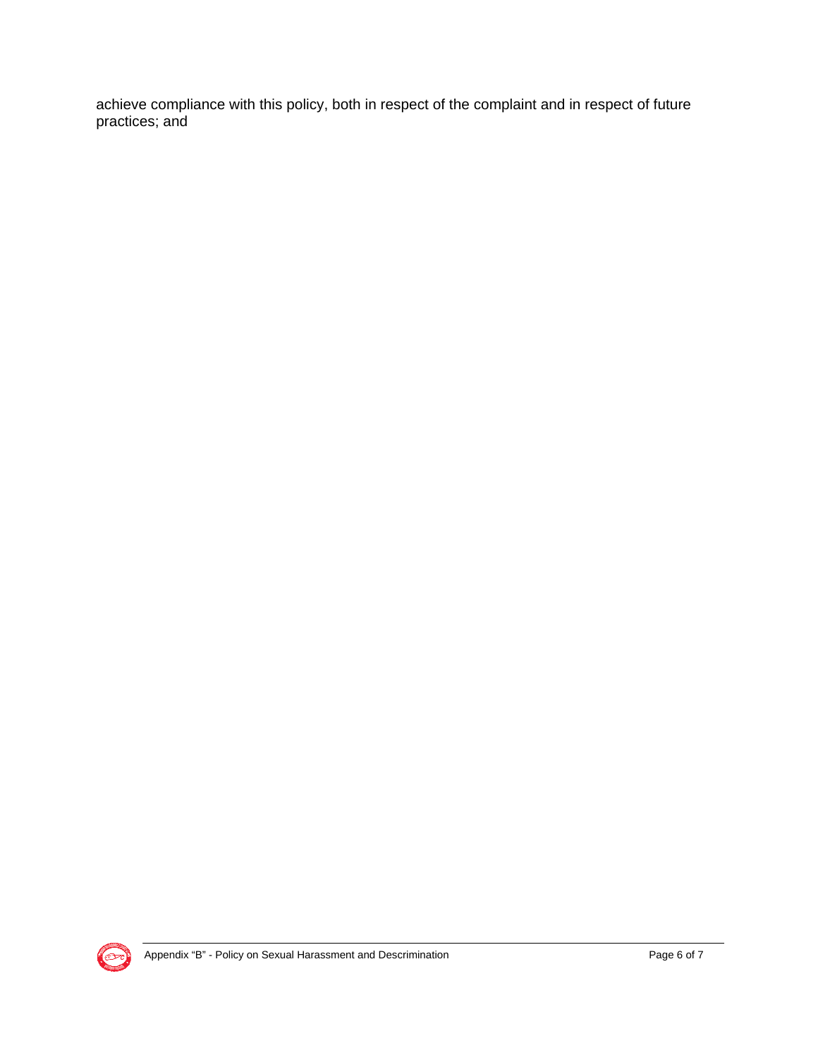achieve compliance with this policy, both in respect of the complaint and in respect of future practices; and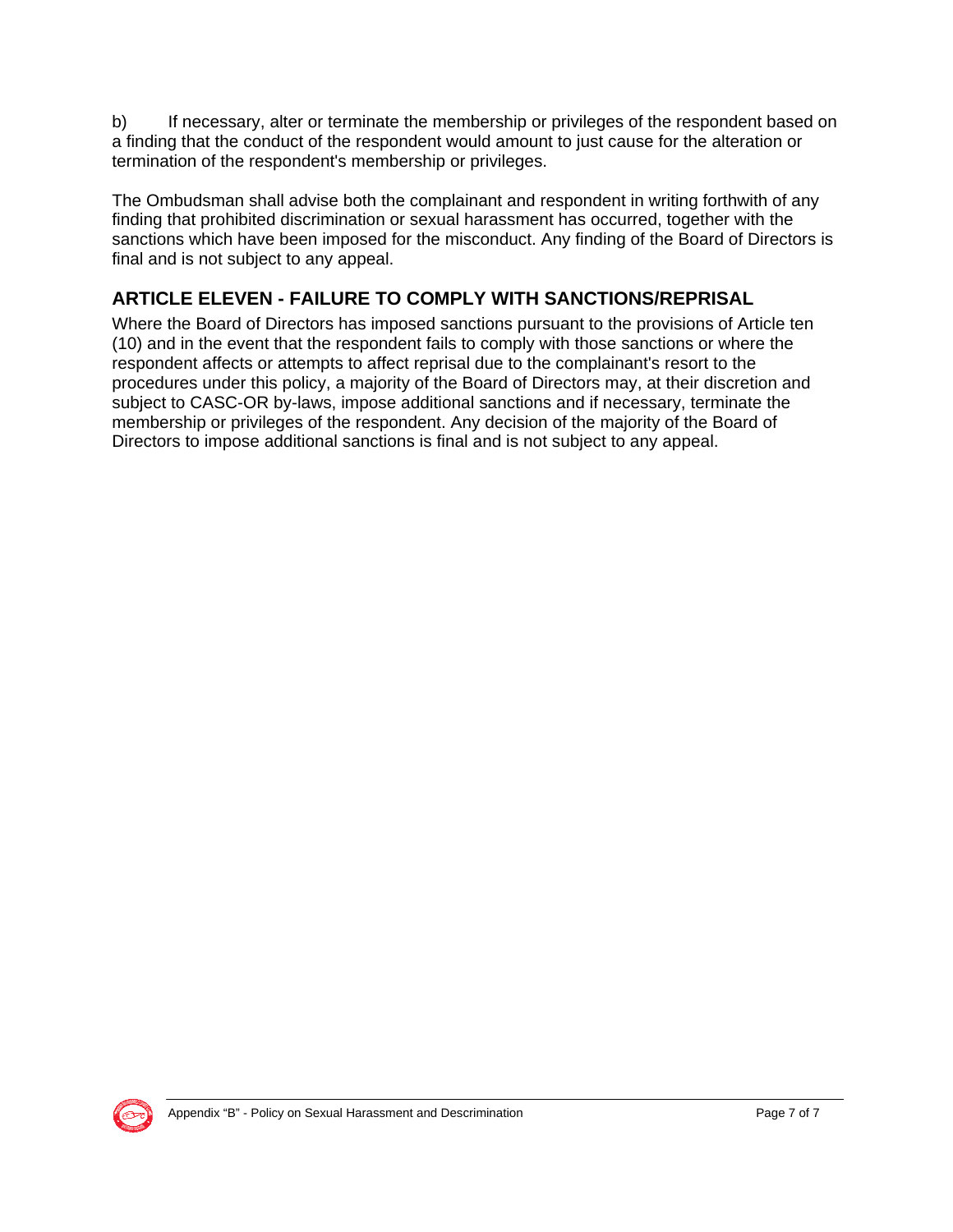b) If necessary, alter or terminate the membership or privileges of the respondent based on a finding that the conduct of the respondent would amount to just cause for the alteration or termination of the respondent's membership or privileges.

The Ombudsman shall advise both the complainant and respondent in writing forthwith of any finding that prohibited discrimination or sexual harassment has occurred, together with the sanctions which have been imposed for the misconduct. Any finding of the Board of Directors is final and is not subject to any appeal.

## ARTICLE ELEVEN - FAILURE TO COMPLY WITH SANCTIONS/REPRISAL

Where the Board of Directors has imposed sanctions pursuant to the provisions of Article ten (10) and in the event that the respondent fails to comply with those sanctions or where the respondent affects or attempts to affect reprisal due to the complainant's resort to the procedures under this policy, a majority of the Board of Directors may, at their discretion and subject to CASC-OR by-laws, impose additional sanctions and if necessary, terminate the membership or privileges of the respondent. Any decision of the majority of the Board of Directors to impose additional sanctions is final and is not subject to any appeal.